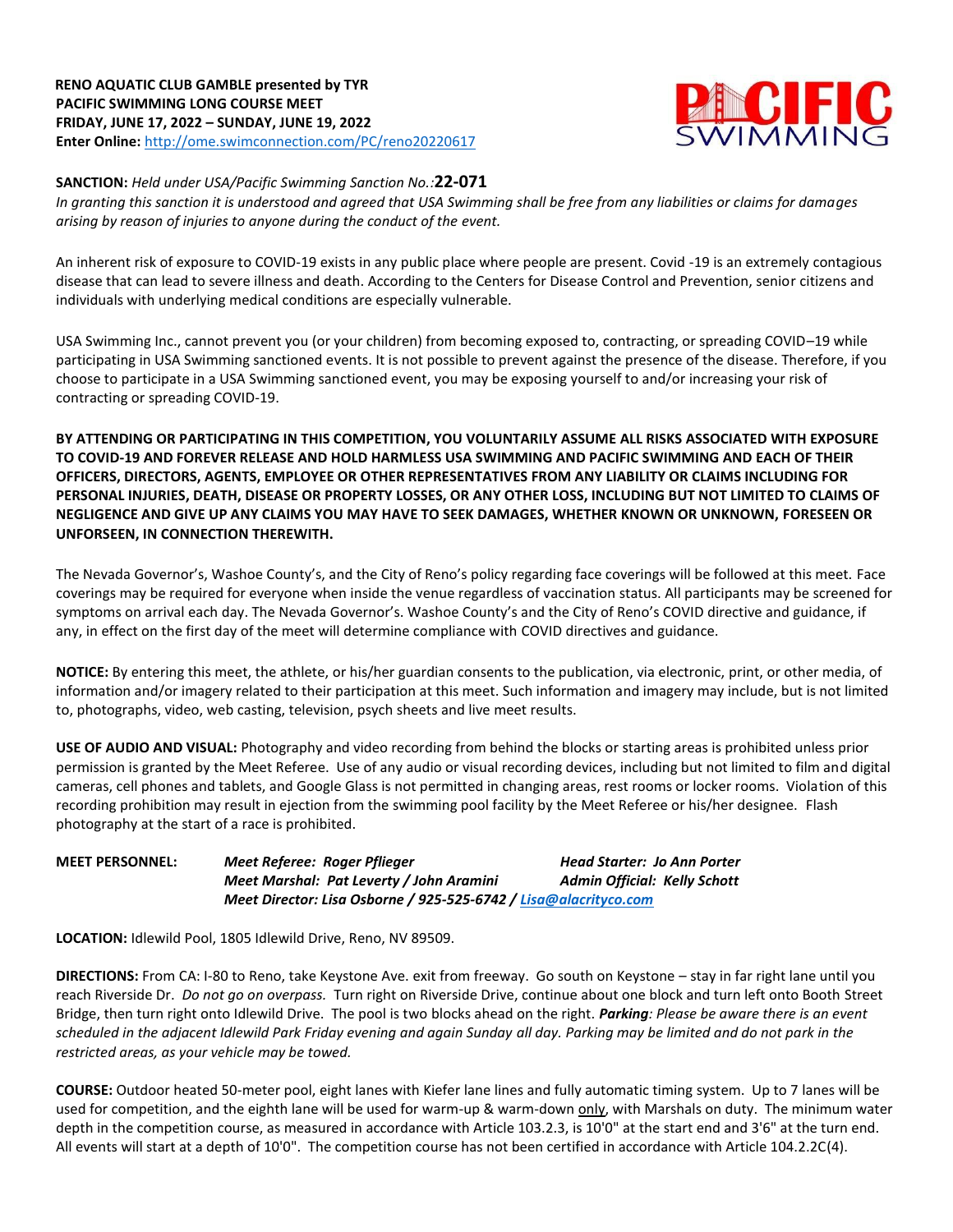**RENO AQUATIC CLUB GAMBLE presented by TYR**
**PACIFIC SWIMMING LONG COURSE MEET**
**FRIDAY, JUNE 17, 2022 – SUNDAY, JUNE 19, 2022**
**Enter Online:** http://ome.swimconnection.com/PC/reno20220617

**SANCTION:** *Held under USA/Pacific Swimming Sanction No.:***22-071**
*In granting this sanction it is understood and agreed that USA Swimming shall be free from any liabilities or claims for damages arising by reason of injuries to anyone during the conduct of the event.*

An inherent risk of exposure to COVID-19 exists in any public place where people are present. Covid -19 is an extremely contagious disease that can lead to severe illness and death. According to the Centers for Disease Control and Prevention, senior citizens and individuals with underlying medical conditions are especially vulnerable.

USA Swimming Inc., cannot prevent you (or your children) from becoming exposed to, contracting, or spreading COVID–19 while participating in USA Swimming sanctioned events. It is not possible to prevent against the presence of the disease. Therefore, if you choose to participate in a USA Swimming sanctioned event, you may be exposing yourself to and/or increasing your risk of contracting or spreading COVID-19.

**BY ATTENDING OR PARTICIPATING IN THIS COMPETITION, YOU VOLUNTARILY ASSUME ALL RISKS ASSOCIATED WITH EXPOSURE TO COVID-19 AND FOREVER RELEASE AND HOLD HARMLESS USA SWIMMING AND PACIFIC SWIMMING AND EACH OF THEIR OFFICERS, DIRECTORS, AGENTS, EMPLOYEE OR OTHER REPRESENTATIVES FROM ANY LIABILITY OR CLAIMS INCLUDING FOR PERSONAL INJURIES, DEATH, DISEASE OR PROPERTY LOSSES, OR ANY OTHER LOSS, INCLUDING BUT NOT LIMITED TO CLAIMS OF NEGLIGENCE AND GIVE UP ANY CLAIMS YOU MAY HAVE TO SEEK DAMAGES, WHETHER KNOWN OR UNKNOWN, FORESEEN OR UNFORSEEN, IN CONNECTION THEREWITH.**

The Nevada Governor's, Washoe County's, and the City of Reno's policy regarding face coverings will be followed at this meet. Face coverings may be required for everyone when inside the venue regardless of vaccination status. All participants may be screened for symptoms on arrival each day. The Nevada Governor's. Washoe County's and the City of Reno's COVID directive and guidance, if any, in effect on the first day of the meet will determine compliance with COVID directives and guidance.

**NOTICE:** By entering this meet, the athlete, or his/her guardian consents to the publication, via electronic, print, or other media, of information and/or imagery related to their participation at this meet. Such information and imagery may include, but is not limited to, photographs, video, web casting, television, psych sheets and live meet results.

**USE OF AUDIO AND VISUAL:** Photography and video recording from behind the blocks or starting areas is prohibited unless prior permission is granted by the Meet Referee. Use of any audio or visual recording devices, including but not limited to film and digital cameras, cell phones and tablets, and Google Glass is not permitted in changing areas, rest rooms or locker rooms. Violation of this recording prohibition may result in ejection from the swimming pool facility by the Meet Referee or his/her designee. Flash photography at the start of a race is prohibited.

**MEET PERSONNEL:** ***Meet Referee: Roger Pflieger*** ***Head Starter: Jo Ann Porter***
***Meet Marshal: Pat Leverty / John Aramini*** ***Admin Official: Kelly Schott***
***Meet Director: Lisa Osborne / 925-525-6742 / Lisa@alacrityco.com***

**LOCATION:** Idlewild Pool, 1805 Idlewild Drive, Reno, NV 89509.

**DIRECTIONS:** From CA: I-80 to Reno, take Keystone Ave. exit from freeway. Go south on Keystone – stay in far right lane until you reach Riverside Dr. *Do not go on overpass.* Turn right on Riverside Drive, continue about one block and turn left onto Booth Street Bridge, then turn right onto Idlewild Drive. The pool is two blocks ahead on the right. ***Parking****: Please be aware there is an event scheduled in the adjacent Idlewild Park Friday evening and again Sunday all day. Parking may be limited and do not park in the restricted areas, as your vehicle may be towed.*

**COURSE:** Outdoor heated 50-meter pool, eight lanes with Kiefer lane lines and fully automatic timing system. Up to 7 lanes will be used for competition, and the eighth lane will be used for warm-up & warm-down only, with Marshals on duty. The minimum water depth in the competition course, as measured in accordance with Article 103.2.3, is 10'0" at the start end and 3'6" at the turn end. All events will start at a depth of 10'0". The competition course has not been certified in accordance with Article 104.2.2C(4).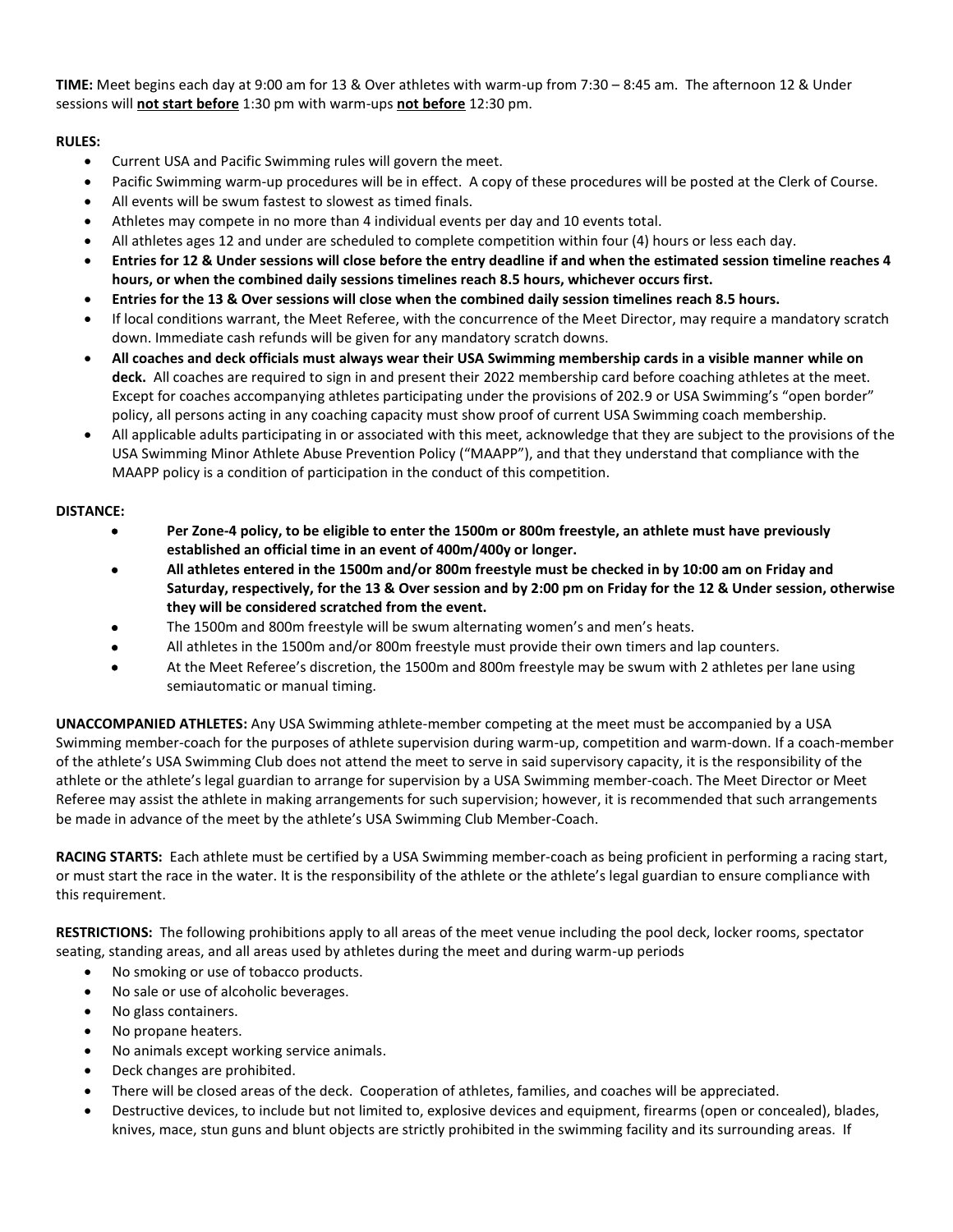**TIME:** Meet begins each day at 9:00 am for 13 & Over athletes with warm-up from 7:30 – 8:45 am. The afternoon 12 & Under sessions will **not start before** 1:30 pm with warm-ups **not before** 12:30 pm.

**RULES:**

- Current USA and Pacific Swimming rules will govern the meet.
- Pacific Swimming warm-up procedures will be in effect. A copy of these procedures will be posted at the Clerk of Course.
- All events will be swum fastest to slowest as timed finals.
- Athletes may compete in no more than 4 individual events per day and 10 events total.
- All athletes ages 12 and under are scheduled to complete competition within four (4) hours or less each day.
- **Entries for 12 & Under sessions will close before the entry deadline if and when the estimated session timeline reaches 4 hours, or when the combined daily sessions timelines reach 8.5 hours, whichever occurs first.**
- **Entries for the 13 & Over sessions will close when the combined daily session timelines reach 8.5 hours.**
- If local conditions warrant, the Meet Referee, with the concurrence of the Meet Director, may require a mandatory scratch down. Immediate cash refunds will be given for any mandatory scratch downs.
- **All coaches and deck officials must always wear their USA Swimming membership cards in a visible manner while on deck.** All coaches are required to sign in and present their 2022 membership card before coaching athletes at the meet. Except for coaches accompanying athletes participating under the provisions of 202.9 or USA Swimming's "open border" policy, all persons acting in any coaching capacity must show proof of current USA Swimming coach membership.
- All applicable adults participating in or associated with this meet, acknowledge that they are subject to the provisions of the USA Swimming Minor Athlete Abuse Prevention Policy ("MAAPP"), and that they understand that compliance with the MAAPP policy is a condition of participation in the conduct of this competition.

**DISTANCE:**

- **Per Zone-4 policy, to be eligible to enter the 1500m or 800m freestyle, an athlete must have previously established an official time in an event of 400m/400y or longer.**
- **All athletes entered in the 1500m and/or 800m freestyle must be checked in by 10:00 am on Friday and Saturday, respectively, for the 13 & Over session and by 2:00 pm on Friday for the 12 & Under session, otherwise they will be considered scratched from the event.**
- The 1500m and 800m freestyle will be swum alternating women's and men's heats.
- All athletes in the 1500m and/or 800m freestyle must provide their own timers and lap counters.
- At the Meet Referee's discretion, the 1500m and 800m freestyle may be swum with 2 athletes per lane using semiautomatic or manual timing.

**UNACCOMPANIED ATHLETES:** Any USA Swimming athlete-member competing at the meet must be accompanied by a USA Swimming member-coach for the purposes of athlete supervision during warm-up, competition and warm-down. If a coach-member of the athlete's USA Swimming Club does not attend the meet to serve in said supervisory capacity, it is the responsibility of the athlete or the athlete's legal guardian to arrange for supervision by a USA Swimming member-coach. The Meet Director or Meet Referee may assist the athlete in making arrangements for such supervision; however, it is recommended that such arrangements be made in advance of the meet by the athlete's USA Swimming Club Member-Coach.

**RACING STARTS:** Each athlete must be certified by a USA Swimming member-coach as being proficient in performing a racing start, or must start the race in the water. It is the responsibility of the athlete or the athlete's legal guardian to ensure compliance with this requirement.

**RESTRICTIONS:** The following prohibitions apply to all areas of the meet venue including the pool deck, locker rooms, spectator seating, standing areas, and all areas used by athletes during the meet and during warm-up periods

- No smoking or use of tobacco products.
- No sale or use of alcoholic beverages.
- No glass containers.
- No propane heaters.
- No animals except working service animals.
- Deck changes are prohibited.
- There will be closed areas of the deck. Cooperation of athletes, families, and coaches will be appreciated.
- Destructive devices, to include but not limited to, explosive devices and equipment, firearms (open or concealed), blades, knives, mace, stun guns and blunt objects are strictly prohibited in the swimming facility and its surrounding areas. If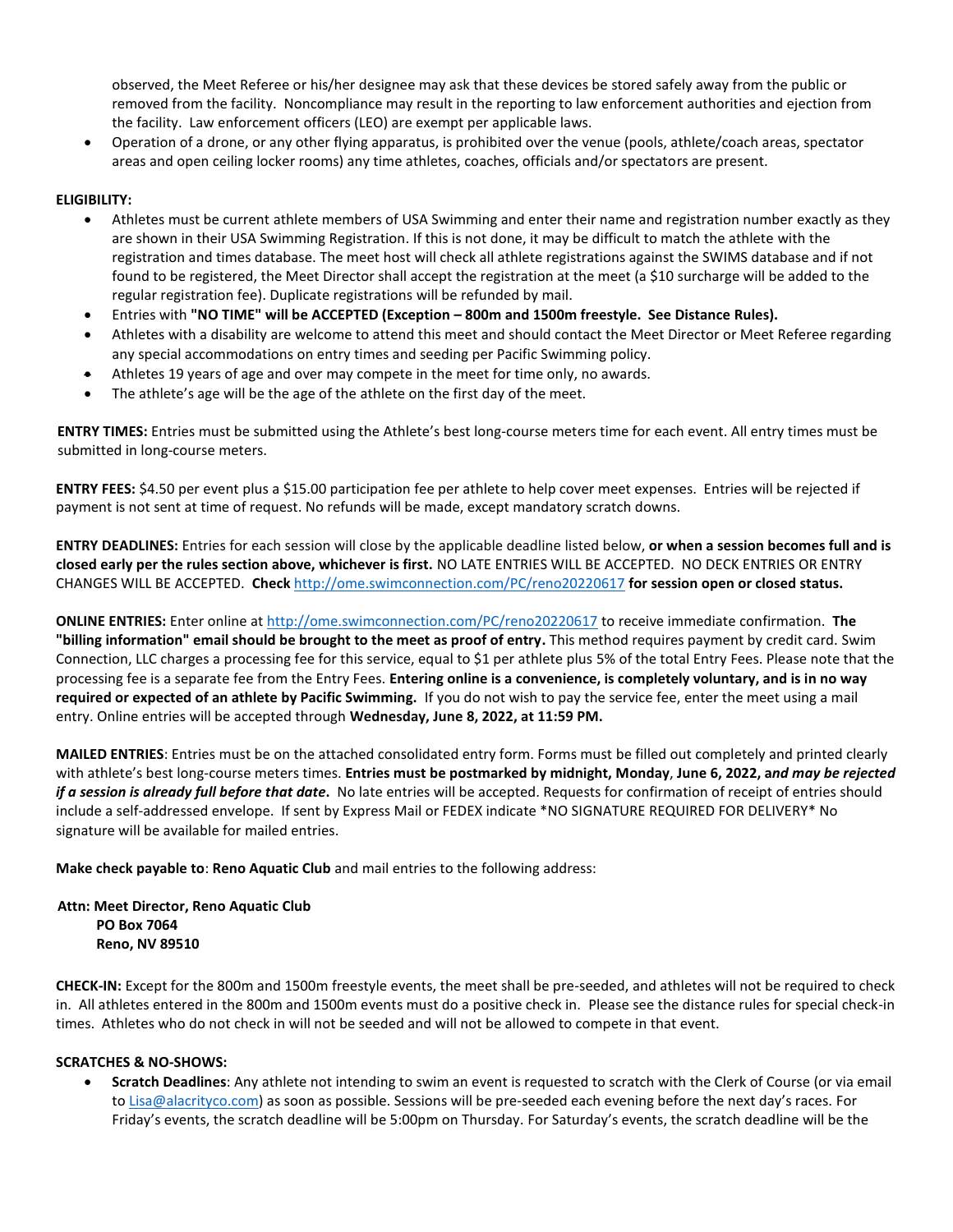observed, the Meet Referee or his/her designee may ask that these devices be stored safely away from the public or removed from the facility. Noncompliance may result in the reporting to law enforcement authorities and ejection from the facility. Law enforcement officers (LEO) are exempt per applicable laws.

- Operation of a drone, or any other flying apparatus, is prohibited over the venue (pools, athlete/coach areas, spectator areas and open ceiling locker rooms) any time athletes, coaches, officials and/or spectators are present.

**ELIGIBILITY:**

- Athletes must be current athlete members of USA Swimming and enter their name and registration number exactly as they are shown in their USA Swimming Registration. If this is not done, it may be difficult to match the athlete with the registration and times database. The meet host will check all athlete registrations against the SWIMS database and if not found to be registered, the Meet Director shall accept the registration at the meet (a $10 surcharge will be added to the regular registration fee). Duplicate registrations will be refunded by mail.
- Entries with **"NO TIME" will be ACCEPTED (Exception – 800m and 1500m freestyle. See Distance Rules).**
- Athletes with a disability are welcome to attend this meet and should contact the Meet Director or Meet Referee regarding any special accommodations on entry times and seeding per Pacific Swimming policy.
- Athletes 19 years of age and over may compete in the meet for time only, no awards.
- The athlete's age will be the age of the athlete on the first day of the meet.

**ENTRY TIMES:** Entries must be submitted using the Athlete's best long-course meters time for each event. All entry times must be submitted in long-course meters.

**ENTRY FEES:** $4.50 per event plus a $15.00 participation fee per athlete to help cover meet expenses. Entries will be rejected if payment is not sent at time of request. No refunds will be made, except mandatory scratch downs.

**ENTRY DEADLINES:** Entries for each session will close by the applicable deadline listed below, **or when a session becomes full and is closed early per the rules section above, whichever is first.** NO LATE ENTRIES WILL BE ACCEPTED. NO DECK ENTRIES OR ENTRY CHANGES WILL BE ACCEPTED. **Check** http://ome.swimconnection.com/PC/reno20220617 **for session open or closed status.**

**ONLINE ENTRIES:** Enter online at http://ome.swimconnection.com/PC/reno20220617 to receive immediate confirmation. **The "billing information" email should be brought to the meet as proof of entry.** This method requires payment by credit card. Swim Connection, LLC charges a processing fee for this service, equal to $1 per athlete plus 5% of the total Entry Fees. Please note that the processing fee is a separate fee from the Entry Fees. **Entering online is a convenience, is completely voluntary, and is in no way required or expected of an athlete by Pacific Swimming.** If you do not wish to pay the service fee, enter the meet using a mail entry. Online entries will be accepted through **Wednesday, June 8, 2022, at 11:59 PM.**

**MAILED ENTRIES**: Entries must be on the attached consolidated entry form. Forms must be filled out completely and printed clearly with athlete's best long-course meters times. **Entries must be postmarked by midnight, Monday**, **June 6, 2022, a*nd may be rejected if a session is already full before that date*.** No late entries will be accepted. Requests for confirmation of receipt of entries should include a self-addressed envelope. If sent by Express Mail or FEDEX indicate *NO SIGNATURE REQUIRED FOR DELIVERY* No signature will be available for mailed entries.

**Make check payable to**: **Reno Aquatic Club** and mail entries to the following address:

**Attn: Meet Director, Reno Aquatic Club**
**PO Box 7064**
**Reno, NV 89510**

**CHECK-IN:** Except for the 800m and 1500m freestyle events, the meet shall be pre-seeded, and athletes will not be required to check in. All athletes entered in the 800m and 1500m events must do a positive check in. Please see the distance rules for special check-in times. Athletes who do not check in will not be seeded and will not be allowed to compete in that event.

**SCRATCHES & NO-SHOWS:**

- **Scratch Deadlines**: Any athlete not intending to swim an event is requested to scratch with the Clerk of Course (or via email to Lisa@alacrityco.com) as soon as possible. Sessions will be pre-seeded each evening before the next day's races. For Friday's events, the scratch deadline will be 5:00pm on Thursday. For Saturday's events, the scratch deadline will be the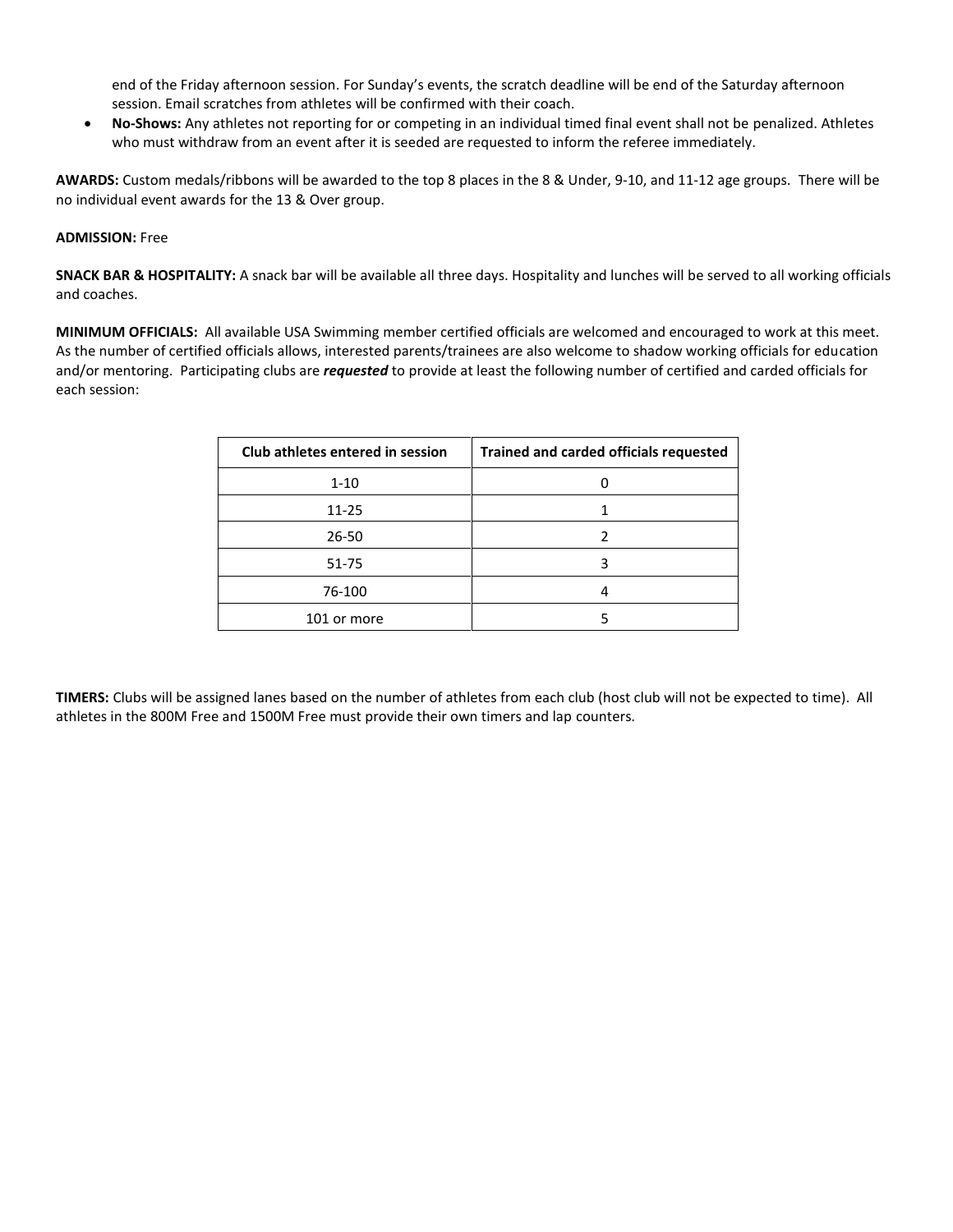end of the Friday afternoon session. For Sunday's events, the scratch deadline will be end of the Saturday afternoon session. Email scratches from athletes will be confirmed with their coach.

- **No-Shows:** Any athletes not reporting for or competing in an individual timed final event shall not be penalized. Athletes who must withdraw from an event after it is seeded are requested to inform the referee immediately.

**AWARDS:** Custom medals/ribbons will be awarded to the top 8 places in the 8 & Under, 9-10, and 11-12 age groups. There will be no individual event awards for the 13 & Over group.

**ADMISSION:** Free

**SNACK BAR & HOSPITALITY:** A snack bar will be available all three days. Hospitality and lunches will be served to all working officials and coaches.

**MINIMUM OFFICIALS:** All available USA Swimming member certified officials are welcomed and encouraged to work at this meet. As the number of certified officials allows, interested parents/trainees are also welcome to shadow working officials for education and/or mentoring. Participating clubs are ***requested*** to provide at least the following number of certified and carded officials for each session:

| Club athletes entered in session | Trained and carded officials requested |
|---|---|
| 1-10 | 0 |
| 11-25 | 1 |
| 26-50 | 2 |
| 51-75 | 3 |
| 76-100 | 4 |
| 101 or more | 5 |

**TIMERS:** Clubs will be assigned lanes based on the number of athletes from each club (host club will not be expected to time). All athletes in the 800M Free and 1500M Free must provide their own timers and lap counters.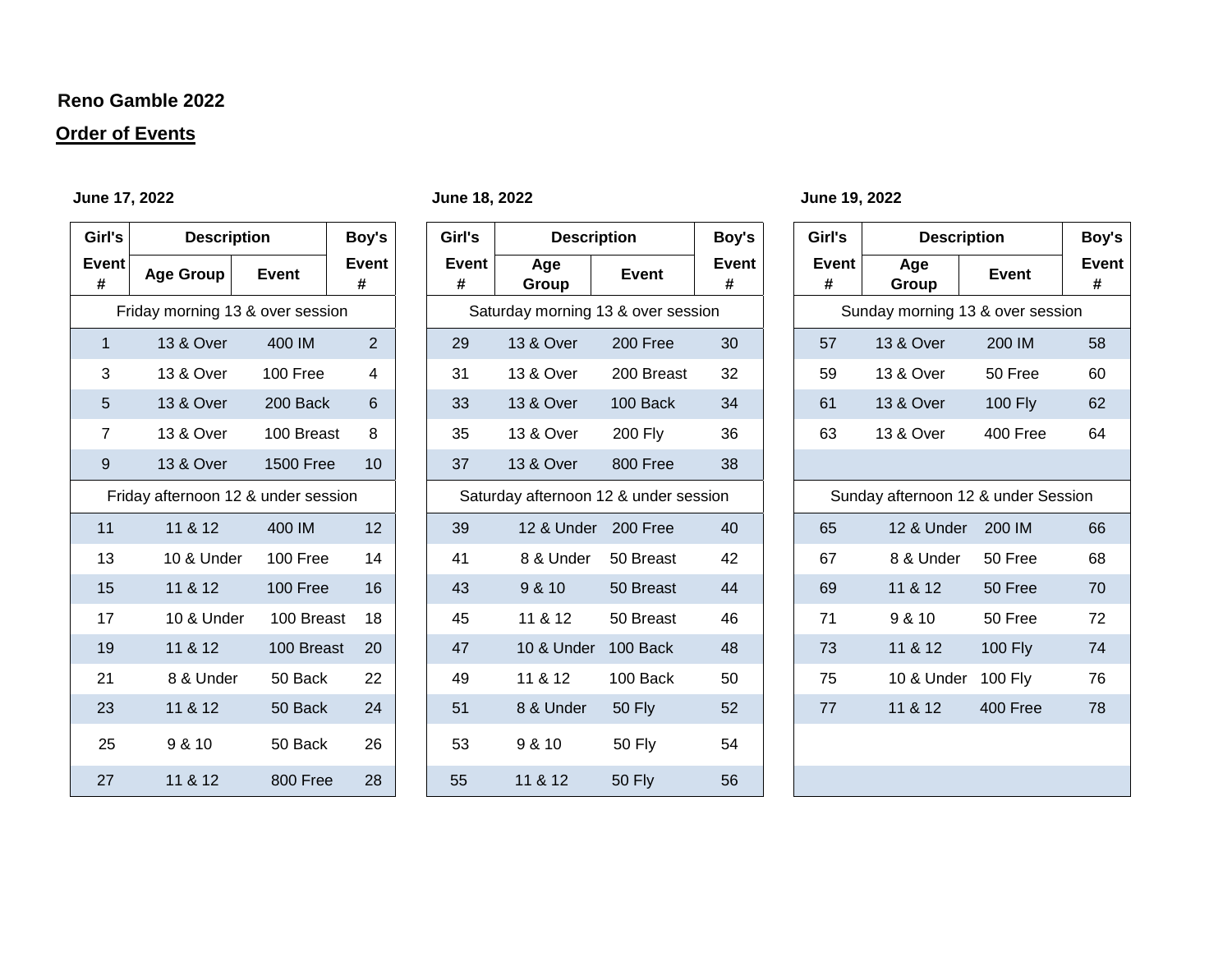**Reno Gamble 2022**

**Order of Events**

**June 17, 2022**

| Girl's Event # | Description | | Boy's Event # |
|---|---|---|---|
| | Age Group | Event | |
| Friday morning 13 & over session | | | |
| 1 | 13 & Over | 400 IM | 2 |
| 3 | 13 & Over | 100 Free | 4 |
| 5 | 13 & Over | 200 Back | 6 |
| 7 | 13 & Over | 100 Breast | 8 |
| 9 | 13 & Over | 1500 Free | 10 |
| Friday afternoon 12 & under session | | | |
| 11 | 11 & 12 | 400 IM | 12 |
| 13 | 10 & Under | 100 Free | 14 |
| 15 | 11 & 12 | 100 Free | 16 |
| 17 | 10 & Under | 100 Breast | 18 |
| 19 | 11 & 12 | 100 Breast | 20 |
| 21 | 8 & Under | 50 Back | 22 |
| 23 | 11 & 12 | 50 Back | 24 |
| 25 | 9 & 10 | 50 Back | 26 |
| 27 | 11 & 12 | 800 Free | 28 |

**June 18, 2022**

| Girl's Event # | Description | | Boy's Event # |
|---|---|---|---|
| | Age Group | Event | |
| Saturday morning 13 & over session | | | |
| 29 | 13 & Over | 200 Free | 30 |
| 31 | 13 & Over | 200 Breast | 32 |
| 33 | 13 & Over | 100 Back | 34 |
| 35 | 13 & Over | 200 Fly | 36 |
| 37 | 13 & Over | 800 Free | 38 |
| Saturday afternoon 12 & under session | | | |
| 39 | 12 & Under | 200 Free | 40 |
| 41 | 8 & Under | 50 Breast | 42 |
| 43 | 9 & 10 | 50 Breast | 44 |
| 45 | 11 & 12 | 50 Breast | 46 |
| 47 | 10 & Under | 100 Back | 48 |
| 49 | 11 & 12 | 100 Back | 50 |
| 51 | 8 & Under | 50 Fly | 52 |
| 53 | 9 & 10 | 50 Fly | 54 |
| 55 | 11 & 12 | 50 Fly | 56 |

**June 19, 2022**

| Girl's Event # | Description | | Boy's Event # |
|---|---|---|---|
| | Age Group | Event | |
| Sunday morning 13 & over session | | | |
| 57 | 13 & Over | 200 IM | 58 |
| 59 | 13 & Over | 50 Free | 60 |
| 61 | 13 & Over | 100 Fly | 62 |
| 63 | 13 & Over | 400 Free | 64 |
| | | | |
| Sunday afternoon 12 & under Session | | | |
| 65 | 12 & Under | 200 IM | 66 |
| 67 | 8 & Under | 50 Free | 68 |
| 69 | 11 & 12 | 50 Free | 70 |
| 71 | 9 & 10 | 50 Free | 72 |
| 73 | 11 & 12 | 100 Fly | 74 |
| 75 | 10 & Under | 100 Fly | 76 |
| 77 | 11 & 12 | 400 Free | 78 |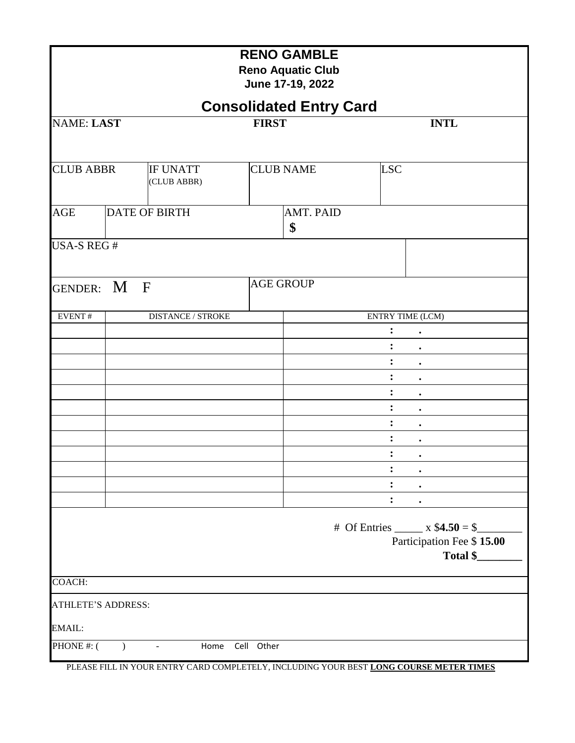# RENO GAMBLE

**Reno Aquatic Club**

**June 17-19, 2022**

## Consolidated Entry Card

| NAME: **LAST** | **FIRST** | **INTL** |
|---|---|---|
| | | |

| CLUB ABBR | IF UNATT (CLUB ABBR) | CLUB NAME | LSC |
|---|---|---|---|
| | | | |

| AGE | DATE OF BIRTH | AMT. PAID **$** |
|---|---|---|
| | | |

| USA-S REG # | |
|---|---|
| | |

| GENDER: M F | AGE GROUP |
|---|---|
| | |

| EVENT # | DISTANCE / STROKE | ENTRY TIME (LCM) |
|---|---|---|
| | | : . |
| | | : . |
| | | : . |
| | | : . |
| | | : . |
| | | : . |
| | | : . |
| | | : . |
| | | : . |
| | | : . |
| | | : . |
| | | : . |

\# Of Entries _____ x $**4.50** = $________

Participation Fee $ **15.00**

**Total $________**

COACH:

ATHLETE'S ADDRESS:

EMAIL:

PHONE #: (     )     -     Home Cell Other

PLEASE FILL IN YOUR ENTRY CARD COMPLETELY, INCLUDING YOUR BEST **LONG COURSE METER TIMES**